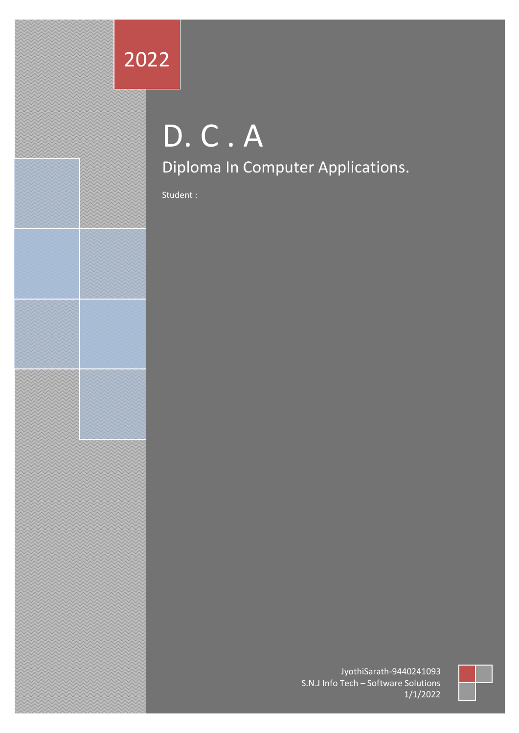2022

# D. C . A

## Diploma In Computer Applications.

Student :

JyothiSarath-9440241093
S.N.J Info Tech – Software Solutions
1/1/2022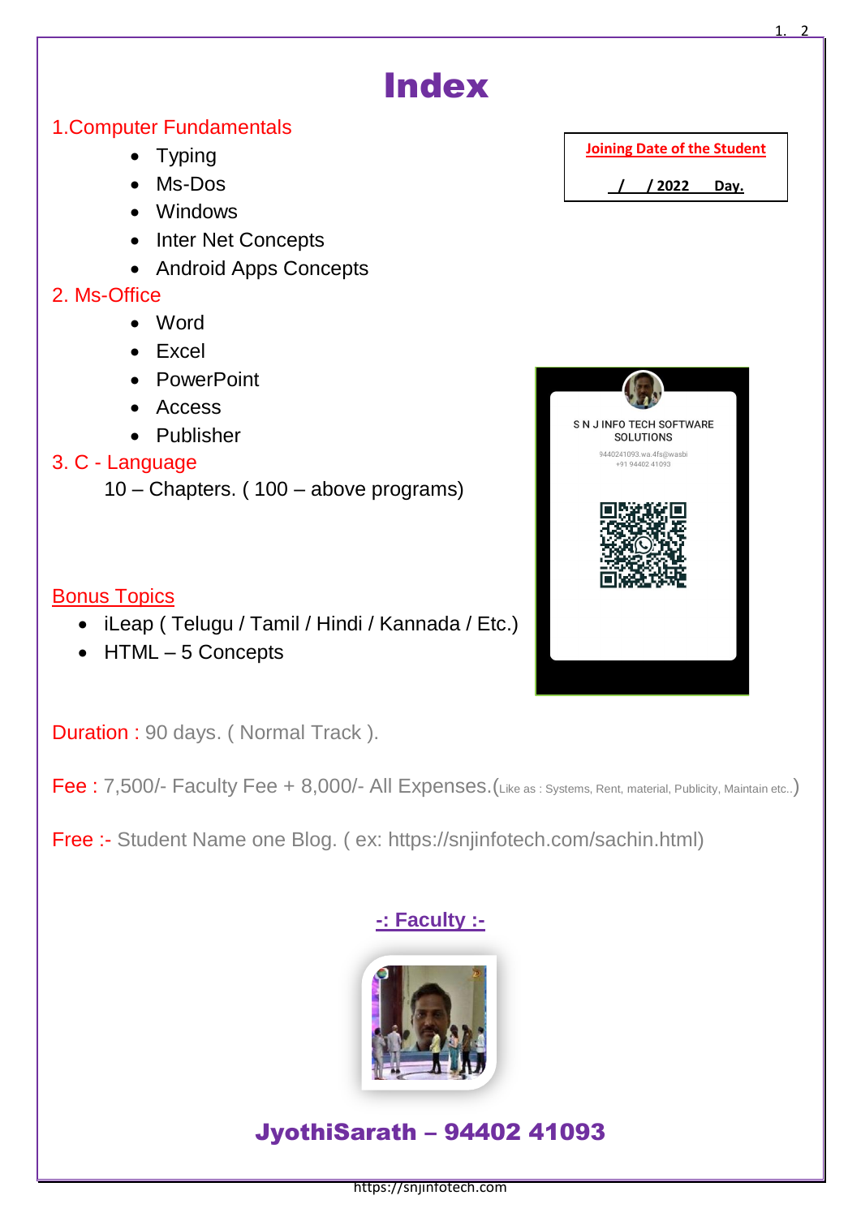# Index

## 1.Computer Fundamentals

- Typing
- Ms-Dos
- Windows
- Inter Net Concepts
- Android Apps Concepts

| Joining Date of the Student |
| --- |
| / / 2022 Day. |

## 2. Ms-Office

- Word
- Excel
- PowerPoint
- Access
- Publisher

## 3. C - Language

10 – Chapters. ( 100 – above programs)

S N J INFO TECH SOFTWARE SOLUTIONS

9440241093.wa.4fs@wasbi

+91 94402 41093

## Bonus Topics

- iLeap ( Telugu / Tamil / Hindi / Kannada / Etc.)
- HTML – 5 Concepts

**Duration :** 90 days. ( Normal Track ).

**Fee :** 7,500/- Faculty Fee + 8,000/- All Expenses.(Like as : Systems, Rent, material, Publicity, Maintain etc..)

**Free :-** Student Name one Blog. ( ex: https://snjinfotech.com/sachin.html)

## -: Faculty :-

## JyothiSarath – 94402 41093

https://snjinfotech.com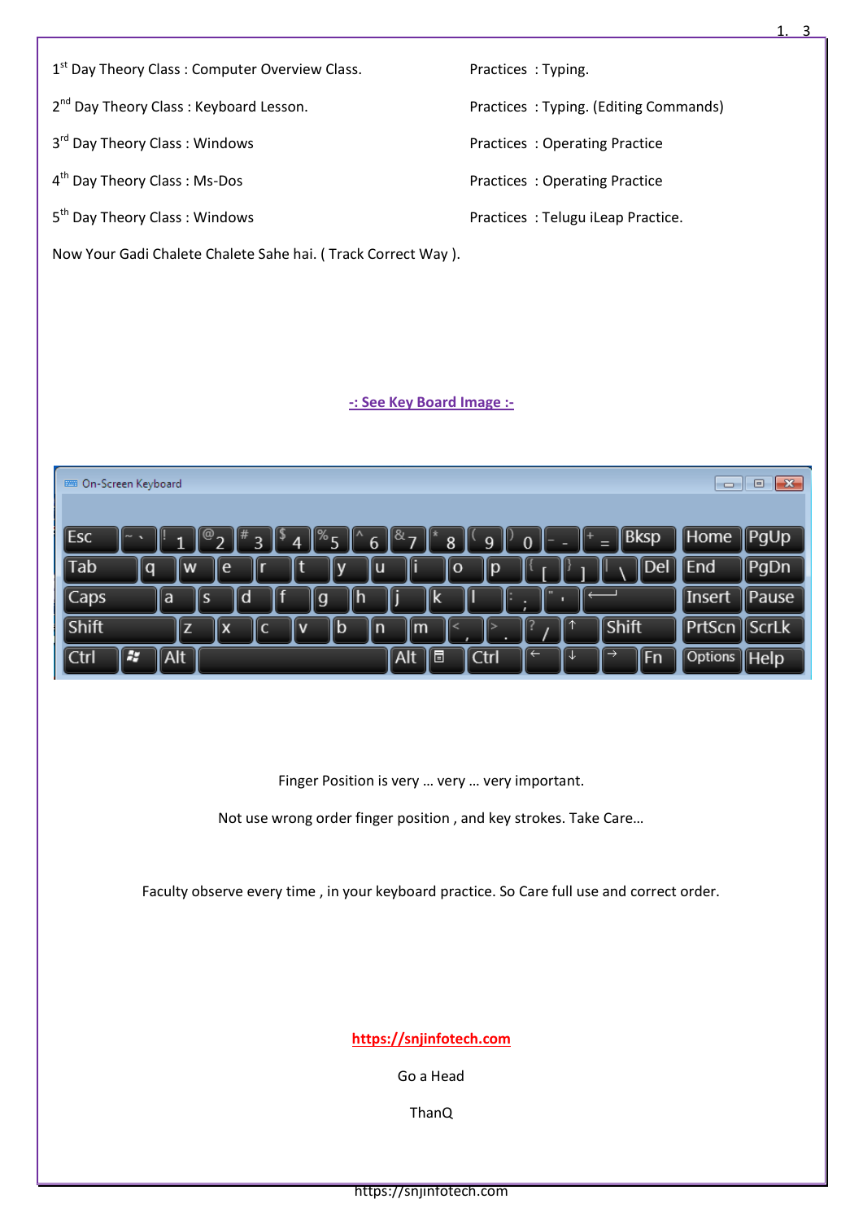1st Day Theory Class : Computer Overview Class. Practices : Typing.

2nd Day Theory Class : Keyboard Lesson. Practices : Typing. (Editing Commands)

3rd Day Theory Class : Windows Practices : Operating Practice

4th Day Theory Class : Ms-Dos Practices : Operating Practice

5th Day Theory Class : Windows Practices : Telugu iLeap Practice.

Now Your Gadi Chalete Chalete Sahe hai. ( Track Correct Way ).

**-: See Key Board Image :-**

On-Screen Keyboard

| Esc | ~ ` | ! 1 | @ 2 | # 3 | $ 4 | % 5 | ^ 6 | & 7 | * 8 | ( 9 | ) 0 | - - | + = | Bksp | Home | PgUp |
|---|---|---|---|---|---|---|---|---|---|---|---|---|---|---|---|---|
| Tab | q | w | e | r | t | y | u | i | o | p | { [ | } ] | \| \ | Del | End | PgDn |
| Caps | a | s | d | f | g | h | j | k | l | : ; | " ' | ⟵ | | | Insert | Pause |
| Shift | z | x | c | v | b | n | m | < , | > . | ? / | ↑ | Shift | | | PrtScn | ScrLk |
| Ctrl | ⊞ | Alt | | | | | | Alt | ▤ | Ctrl | ← | ↓ | → | Fn | Options | Help |

Finger Position is very … very … very important.

Not use wrong order finger position , and key strokes. Take Care…

Faculty observe every time , in your keyboard practice. So Care full use and correct order.

https://snjinfotech.com

Go a Head

ThanQ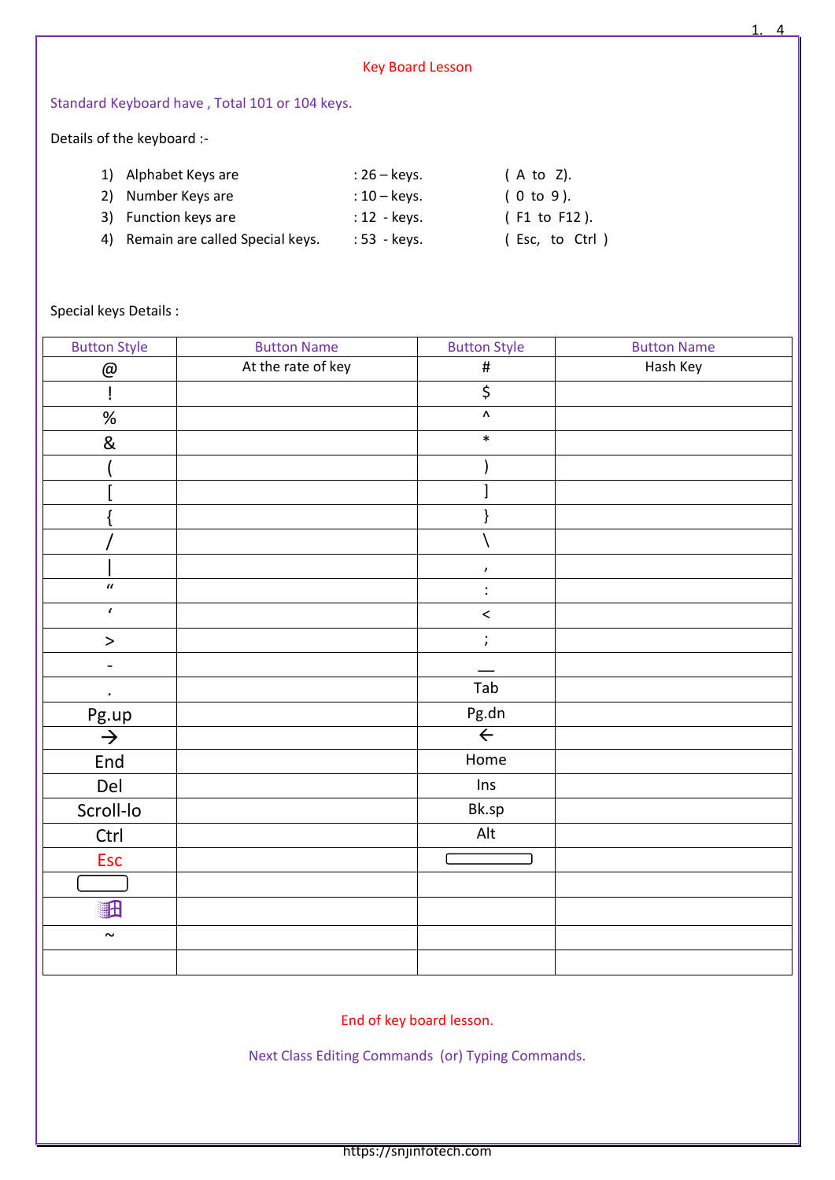# Key Board Lesson

Standard Keyboard have , Total 101 or 104 keys.

Details of the keyboard :-

1) Alphabet Keys are : 26 – keys. ( A to Z).
2) Number Keys are : 10 – keys. ( 0 to 9 ).
3) Function keys are : 12 - keys. ( F1 to F12 ).
4) Remain are called Special keys. : 53 - keys. ( Esc, to Ctrl )

Special keys Details :

| Button Style | Button Name | Button Style | Button Name |
|---|---|---|---|
| @ | At the rate of key | # | Hash Key |
| ! | | $ | |
| % | | ^ | |
| & | | * | |
| ( | | ) | |
| [ | | ] | |
| { | | } | |
| / | | \ | |
| \| | | , | |
| “ | | : | |
| ‘ | | < | |
| > | | ; | |
| - | | __ | |
| . | | Tab | |
| Pg.up | | Pg.dn | |
| → | | ← | |
| End | | Home | |
| Del | | Ins | |
| Scroll-lo | | Bk.sp | |
| Ctrl | | Alt | |
| Esc | | ▭ | |
| ▭ | | | |
| ⊞ | | | |
| ~ | | | |
| | | | |

End of key board lesson.

Next Class Editing Commands (or) Typing Commands.

https://snjinfotech.com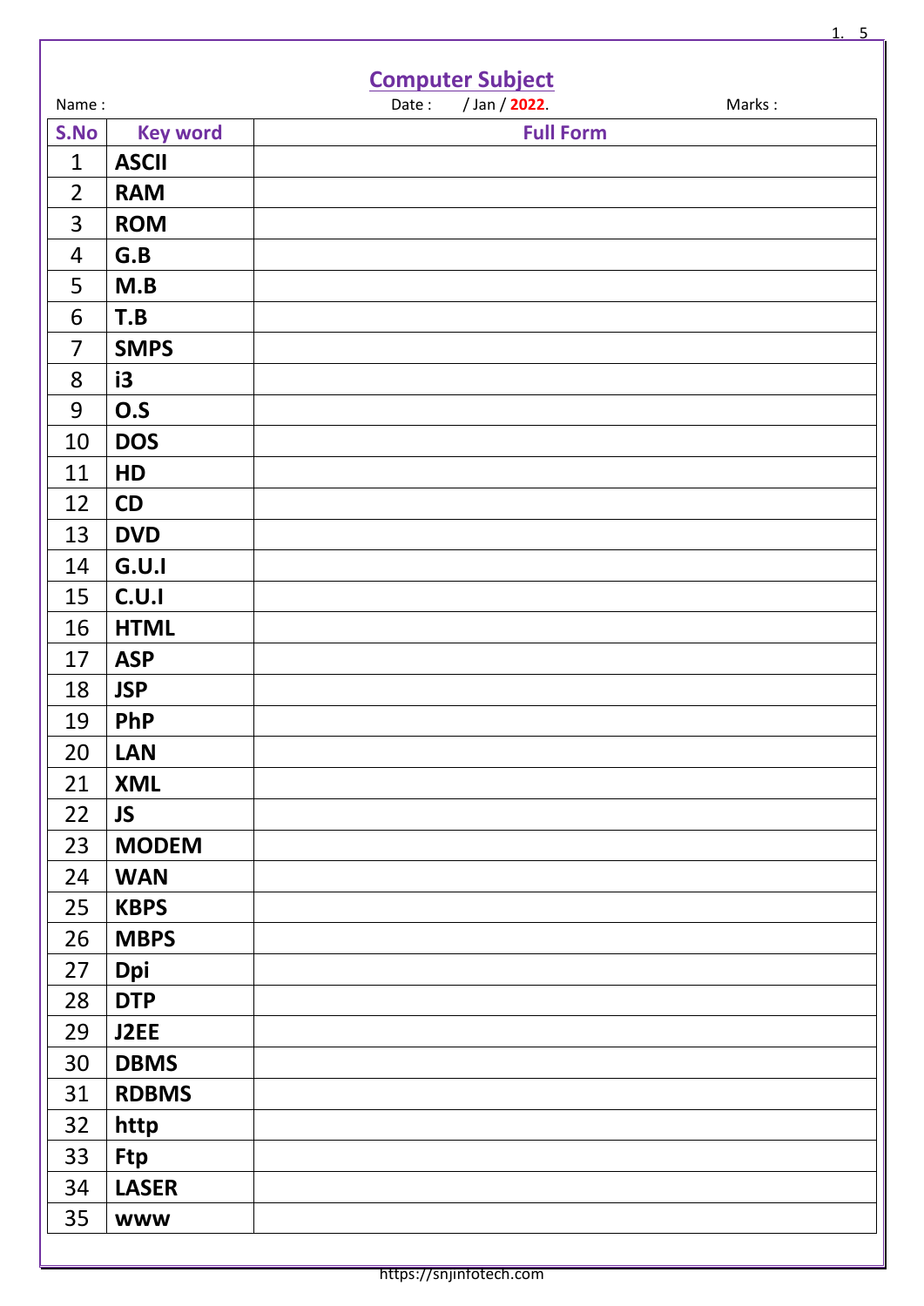# Computer Subject

Name : Date : / Jan / 2022. Marks :

| S.No | Key word | Full Form |
|---|---|---|
| 1 | **ASCII** | |
| 2 | **RAM** | |
| 3 | **ROM** | |
| 4 | **G.B** | |
| 5 | **M.B** | |
| 6 | **T.B** | |
| 7 | **SMPS** | |
| 8 | **i3** | |
| 9 | **O.S** | |
| 10 | **DOS** | |
| 11 | **HD** | |
| 12 | **CD** | |
| 13 | **DVD** | |
| 14 | **G.U.I** | |
| 15 | **C.U.I** | |
| 16 | **HTML** | |
| 17 | **ASP** | |
| 18 | **JSP** | |
| 19 | **PhP** | |
| 20 | **LAN** | |
| 21 | **XML** | |
| 22 | **JS** | |
| 23 | **MODEM** | |
| 24 | **WAN** | |
| 25 | **KBPS** | |
| 26 | **MBPS** | |
| 27 | **Dpi** | |
| 28 | **DTP** | |
| 29 | **J2EE** | |
| 30 | **DBMS** | |
| 31 | **RDBMS** | |
| 32 | **http** | |
| 33 | **Ftp** | |
| 34 | **LASER** | |
| 35 | **www** | |

https://snjinfotech.com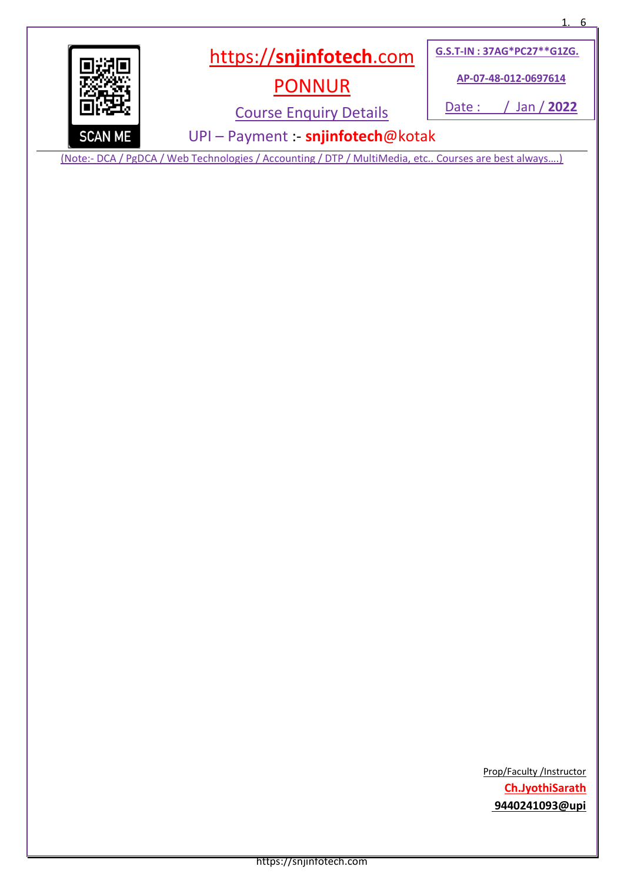https://**snjinfotech**.com

PONNUR

Course Enquiry Details

**G.S.T-IN : 37AG*PC27**G1ZG.**

**AP-07-48-012-0697614**

Date :      / Jan / **2022**

SCAN ME

UPI – Payment :- **snjinfotech**@kotak

(Note:- DCA / PgDCA / Web Technologies / Accounting / DTP / MultiMedia, etc.. Courses are best always….)

Prop/Faculty /Instructor

**Ch.JyothiSarath**

**9440241093@upi**